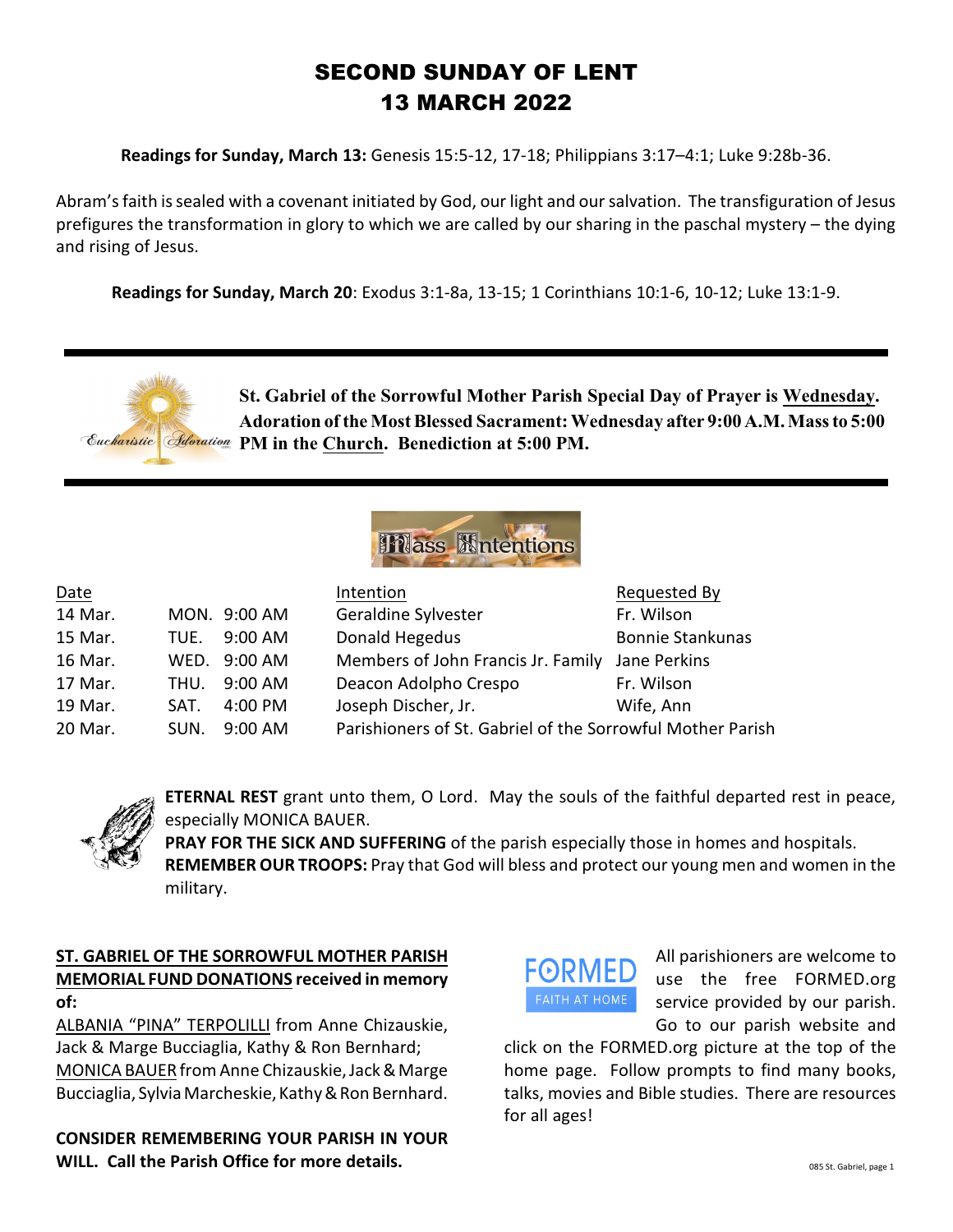# SECOND SUNDAY OF LENT
# 13 MARCH 2022

**Readings for Sunday, March 13:** Genesis 15:5-12, 17-18; Philippians 3:17–4:1; Luke 9:28b-36.

Abram's faith is sealed with a covenant initiated by God, our light and our salvation. The transfiguration of Jesus prefigures the transformation in glory to which we are called by our sharing in the paschal mystery – the dying and rising of Jesus.

**Readings for Sunday, March 20**: Exodus 3:1-8a, 13-15; 1 Corinthians 10:1-6, 10-12; Luke 13:1-9.

---

**St. Gabriel of the Sorrowful Mother Parish Special Day of Prayer is Wednesday. Adoration of the Most Blessed Sacrament: Wednesday after 9:00 A.M. Mass to 5:00 PM in the Church. Benediction at 5:00 PM.**

---

## Mass Intentions

| Date | | Intention | Requested By |
|---|---|---|---|
| 14 Mar. | MON. 9:00 AM | Geraldine Sylvester | Fr. Wilson |
| 15 Mar. | TUE. 9:00 AM | Donald Hegedus | Bonnie Stankunas |
| 16 Mar. | WED. 9:00 AM | Members of John Francis Jr. Family | Jane Perkins |
| 17 Mar. | THU. 9:00 AM | Deacon Adolpho Crespo | Fr. Wilson |
| 19 Mar. | SAT. 4:00 PM | Joseph Discher, Jr. | Wife, Ann |
| 20 Mar. | SUN. 9:00 AM | Parishioners of St. Gabriel of the Sorrowful Mother Parish | |

**ETERNAL REST** grant unto them, O Lord. May the souls of the faithful departed rest in peace, especially MONICA BAUER.

**PRAY FOR THE SICK AND SUFFERING** of the parish especially those in homes and hospitals.

**REMEMBER OUR TROOPS:** Pray that God will bless and protect our young men and women in the military.

**ST. GABRIEL OF THE SORROWFUL MOTHER PARISH MEMORIAL FUND DONATIONS received in memory of:**

ALBANIA "PINA" TERPOLILLI from Anne Chizauskie, Jack & Marge Bucciaglia, Kathy & Ron Bernhard; MONICA BAUER from Anne Chizauskie, Jack & Marge Bucciaglia, Sylvia Marcheskie, Kathy & Ron Bernhard.

**CONSIDER REMEMBERING YOUR PARISH IN YOUR WILL. Call the Parish Office for more details.**

FORMED FAITH AT HOME

All parishioners are welcome to use the free FORMED.org service provided by our parish. Go to our parish website and click on the FORMED.org picture at the top of the home page. Follow prompts to find many books, talks, movies and Bible studies. There are resources for all ages!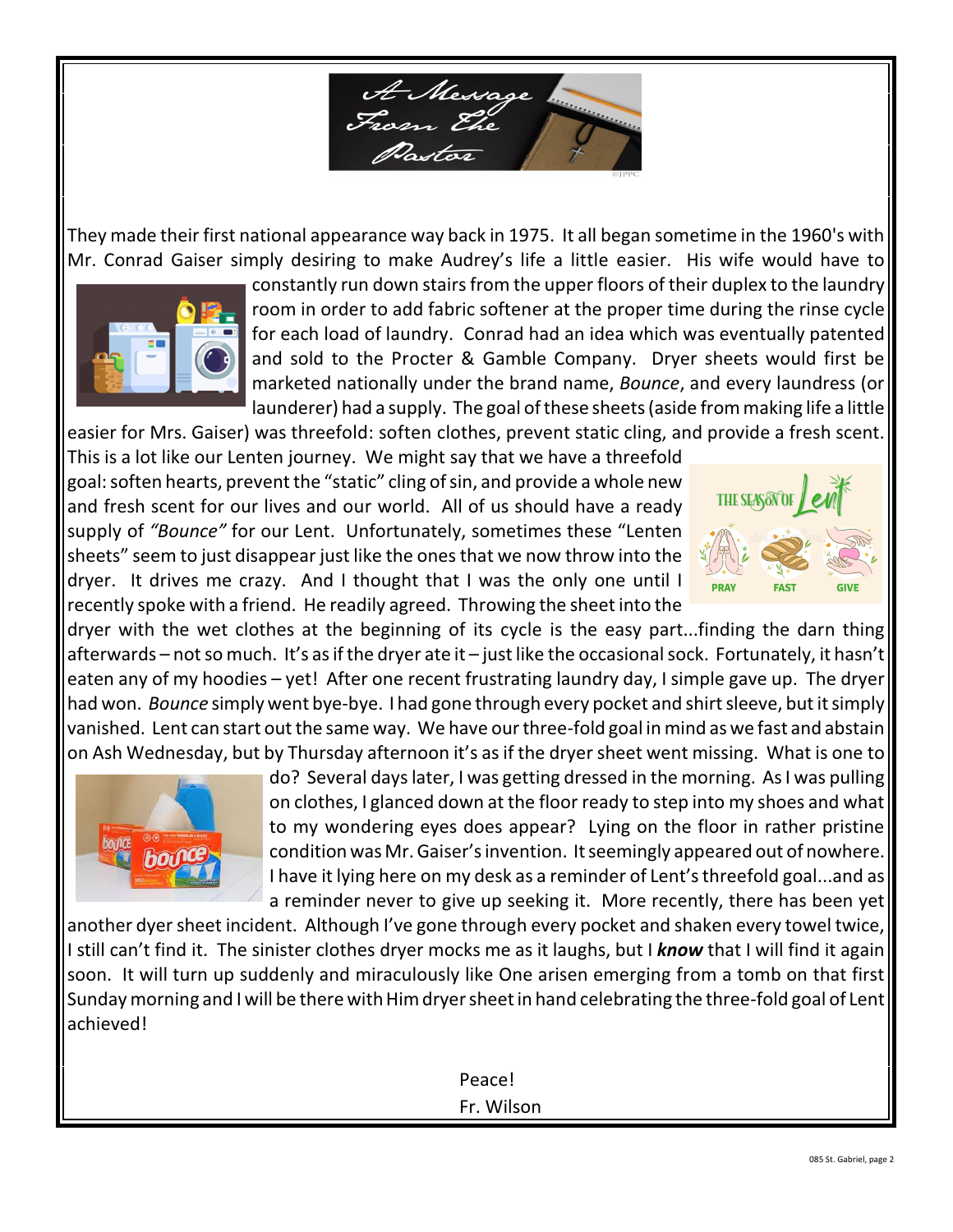# A Message From The Pastor

They made their first national appearance way back in 1975. It all began sometime in the 1960's with Mr. Conrad Gaiser simply desiring to make Audrey's life a little easier. His wife would have to constantly run down stairs from the upper floors of their duplex to the laundry room in order to add fabric softener at the proper time during the rinse cycle for each load of laundry. Conrad had an idea which was eventually patented and sold to the Procter & Gamble Company. Dryer sheets would first be marketed nationally under the brand name, *Bounce*, and every laundress (or launderer) had a supply. The goal of these sheets (aside from making life a little easier for Mrs. Gaiser) was threefold: soften clothes, prevent static cling, and provide a fresh scent. This is a lot like our Lenten journey. We might say that we have a threefold goal: soften hearts, prevent the "static" cling of sin, and provide a whole new and fresh scent for our lives and our world. All of us should have a ready supply of *"Bounce"* for our Lent. Unfortunately, sometimes these "Lenten sheets" seem to just disappear just like the ones that we now throw into the dryer. It drives me crazy. And I thought that I was the only one until I recently spoke with a friend. He readily agreed. Throwing the sheet into the dryer with the wet clothes at the beginning of its cycle is the easy part...finding the darn thing afterwards – not so much. It's as if the dryer ate it – just like the occasional sock. Fortunately, it hasn't eaten any of my hoodies – yet! After one recent frustrating laundry day, I simple gave up. The dryer had won. *Bounce* simply went bye-bye. I had gone through every pocket and shirt sleeve, but it simply vanished. Lent can start out the same way. We have our three-fold goal in mind as we fast and abstain on Ash Wednesday, but by Thursday afternoon it's as if the dryer sheet went missing. What is one to do? Several days later, I was getting dressed in the morning. As I was pulling on clothes, I glanced down at the floor ready to step into my shoes and what to my wondering eyes does appear? Lying on the floor in rather pristine condition was Mr. Gaiser's invention. It seemingly appeared out of nowhere. I have it lying here on my desk as a reminder of Lent's threefold goal...and as a reminder never to give up seeking it. More recently, there has been yet another dyer sheet incident. Although I've gone through every pocket and shaken every towel twice, I still can't find it. The sinister clothes dryer mocks me as it laughs, but I ***know*** that I will find it again soon. It will turn up suddenly and miraculously like One arisen emerging from a tomb on that first Sunday morning and I will be there with Him dryer sheet in hand celebrating the three-fold goal of Lent achieved!

Peace!
Fr. Wilson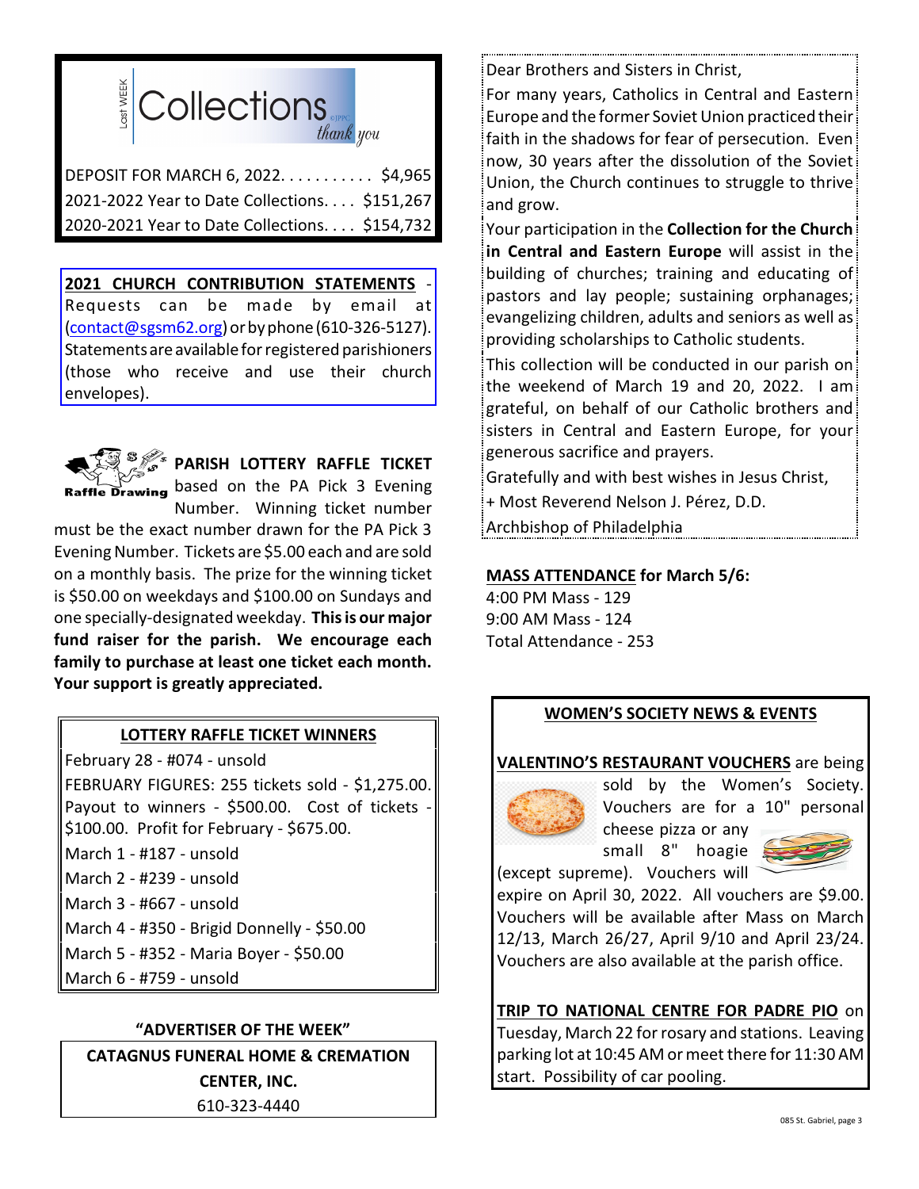## Last WEEK Collections — thank you

| | |
|---|---|
| DEPOSIT FOR MARCH 6, 2022. . . . . . . . . . . | $4,965 |
| 2021-2022 Year to Date Collections. . . . | $151,267 |
| 2020-2021 Year to Date Collections. . . . | $154,732 |

**2021 CHURCH CONTRIBUTION STATEMENTS** - Requests can be made by email at (contact@sgsm62.org) or by phone (610-326-5127). Statements are available for registered parishioners (those who receive and use their church envelopes).

Raffle Drawing

**PARISH LOTTERY RAFFLE TICKET** based on the PA Pick 3 Evening Number. Winning ticket number must be the exact number drawn for the PA Pick 3 Evening Number. Tickets are $5.00 each and are sold on a monthly basis. The prize for the winning ticket is $50.00 on weekdays and $100.00 on Sundays and one specially-designated weekday. **This is our major fund raiser for the parish. We encourage each family to purchase at least one ticket each month. Your support is greatly appreciated.**

**LOTTERY RAFFLE TICKET WINNERS**

February 28 - #074 - unsold

FEBRUARY FIGURES: 255 tickets sold - $1,275.00. Payout to winners - $500.00. Cost of tickets - $100.00. Profit for February - $675.00.

March 1 - #187 - unsold

March 2 - #239 - unsold

March 3 - #667 - unsold

March 4 - #350 - Brigid Donnelly - $50.00

March 5 - #352 - Maria Boyer - $50.00

March 6 - #759 - unsold

**"ADVERTISER OF THE WEEK"**

**CATAGNUS FUNERAL HOME & CREMATION CENTER, INC.**

610-323-4440

Dear Brothers and Sisters in Christ,

For many years, Catholics in Central and Eastern Europe and the former Soviet Union practiced their faith in the shadows for fear of persecution. Even now, 30 years after the dissolution of the Soviet Union, the Church continues to struggle to thrive and grow.

Your participation in the **Collection for the Church in Central and Eastern Europe** will assist in the building of churches; training and educating of pastors and lay people; sustaining orphanages; evangelizing children, adults and seniors as well as providing scholarships to Catholic students.

This collection will be conducted in our parish on the weekend of March 19 and 20, 2022. I am grateful, on behalf of our Catholic brothers and sisters in Central and Eastern Europe, for your generous sacrifice and prayers.

Gratefully and with best wishes in Jesus Christ,

+ Most Reverend Nelson J. Pérez, D.D.

Archbishop of Philadelphia

**MASS ATTENDANCE for March 5/6:**

4:00 PM Mass - 129

9:00 AM Mass - 124

Total Attendance - 253

**WOMEN'S SOCIETY NEWS & EVENTS**

**VALENTINO'S RESTAURANT VOUCHERS** are being sold by the Women's Society. Vouchers are for a 10" personal cheese pizza or any small 8" hoagie (except supreme). Vouchers will expire on April 30, 2022. All vouchers are $9.00. Vouchers will be available after Mass on March 12/13, March 26/27, April 9/10 and April 23/24. Vouchers are also available at the parish office.

**TRIP TO NATIONAL CENTRE FOR PADRE PIO** on Tuesday, March 22 for rosary and stations. Leaving parking lot at 10:45 AM or meet there for 11:30 AM start. Possibility of car pooling.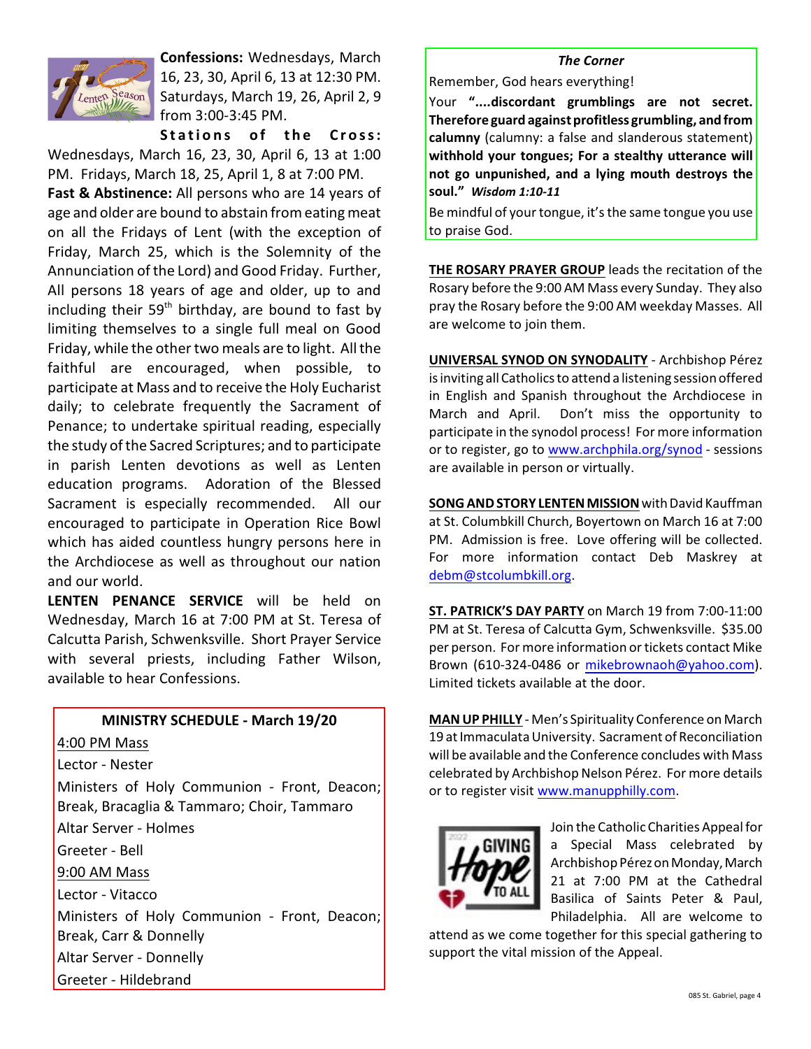**Confessions:** Wednesdays, March 16, 23, 30, April 6, 13 at 12:30 PM. Saturdays, March 19, 26, April 2, 9 from 3:00-3:45 PM.

**Stations of the Cross:** Wednesdays, March 16, 23, 30, April 6, 13 at 1:00 PM. Fridays, March 18, 25, April 1, 8 at 7:00 PM.

**Fast & Abstinence:** All persons who are 14 years of age and older are bound to abstain from eating meat on all the Fridays of Lent (with the exception of Friday, March 25, which is the Solemnity of the Annunciation of the Lord) and Good Friday. Further, All persons 18 years of age and older, up to and including their 59th birthday, are bound to fast by limiting themselves to a single full meal on Good Friday, while the other two meals are to light. All the faithful are encouraged, when possible, to participate at Mass and to receive the Holy Eucharist daily; to celebrate frequently the Sacrament of Penance; to undertake spiritual reading, especially the study of the Sacred Scriptures; and to participate in parish Lenten devotions as well as Lenten education programs. Adoration of the Blessed Sacrament is especially recommended. All our encouraged to participate in Operation Rice Bowl which has aided countless hungry persons here in the Archdiocese as well as throughout our nation and our world.

**LENTEN PENANCE SERVICE** will be held on Wednesday, March 16 at 7:00 PM at St. Teresa of Calcutta Parish, Schwenksville. Short Prayer Service with several priests, including Father Wilson, available to hear Confessions.

**MINISTRY SCHEDULE - March 19/20**

4:00 PM Mass

Lector - Nester

Ministers of Holy Communion - Front, Deacon; Break, Bracaglia & Tammaro; Choir, Tammaro

Altar Server - Holmes

Greeter - Bell

9:00 AM Mass

Lector - Vitacco

Ministers of Holy Communion - Front, Deacon; Break, Carr & Donnelly

Altar Server - Donnelly

Greeter - Hildebrand

***The Corner***

Remember, God hears everything!

Your **"....discordant grumblings are not secret. Therefore guard against profitless grumbling, and from calumny** (calumny: a false and slanderous statement) **withhold your tongues; For a stealthy utterance will not go unpunished, and a lying mouth destroys the soul."** ***Wisdom 1:10-11***

Be mindful of your tongue, it's the same tongue you use to praise God.

**THE ROSARY PRAYER GROUP** leads the recitation of the Rosary before the 9:00 AM Mass every Sunday. They also pray the Rosary before the 9:00 AM weekday Masses. All are welcome to join them.

**UNIVERSAL SYNOD ON SYNODALITY** - Archbishop Pérez is inviting all Catholics to attend a listening session offered in English and Spanish throughout the Archdiocese in March and April. Don't miss the opportunity to participate in the synodol process! For more information or to register, go to www.archphila.org/synod - sessions are available in person or virtually.

**SONG AND STORY LENTEN MISSION** with David Kauffman at St. Columbkill Church, Boyertown on March 16 at 7:00 PM. Admission is free. Love offering will be collected. For more information contact Deb Maskrey at debm@stcolumbkill.org.

**ST. PATRICK'S DAY PARTY** on March 19 from 7:00-11:00 PM at St. Teresa of Calcutta Gym, Schwenksville. $35.00 per person. For more information or tickets contact Mike Brown (610-324-0486 or mikebrownaoh@yahoo.com). Limited tickets available at the door.

**MAN UP PHILLY** - Men's Spirituality Conference on March 19 at Immaculata University. Sacrament of Reconciliation will be available and the Conference concludes with Mass celebrated by Archbishop Nelson Pérez. For more details or to register visit www.manupphilly.com.

Join the Catholic Charities Appeal for a Special Mass celebrated by Archbishop Pérez on Monday, March 21 at 7:00 PM at the Cathedral Basilica of Saints Peter & Paul, Philadelphia. All are welcome to attend as we come together for this special gathering to support the vital mission of the Appeal.